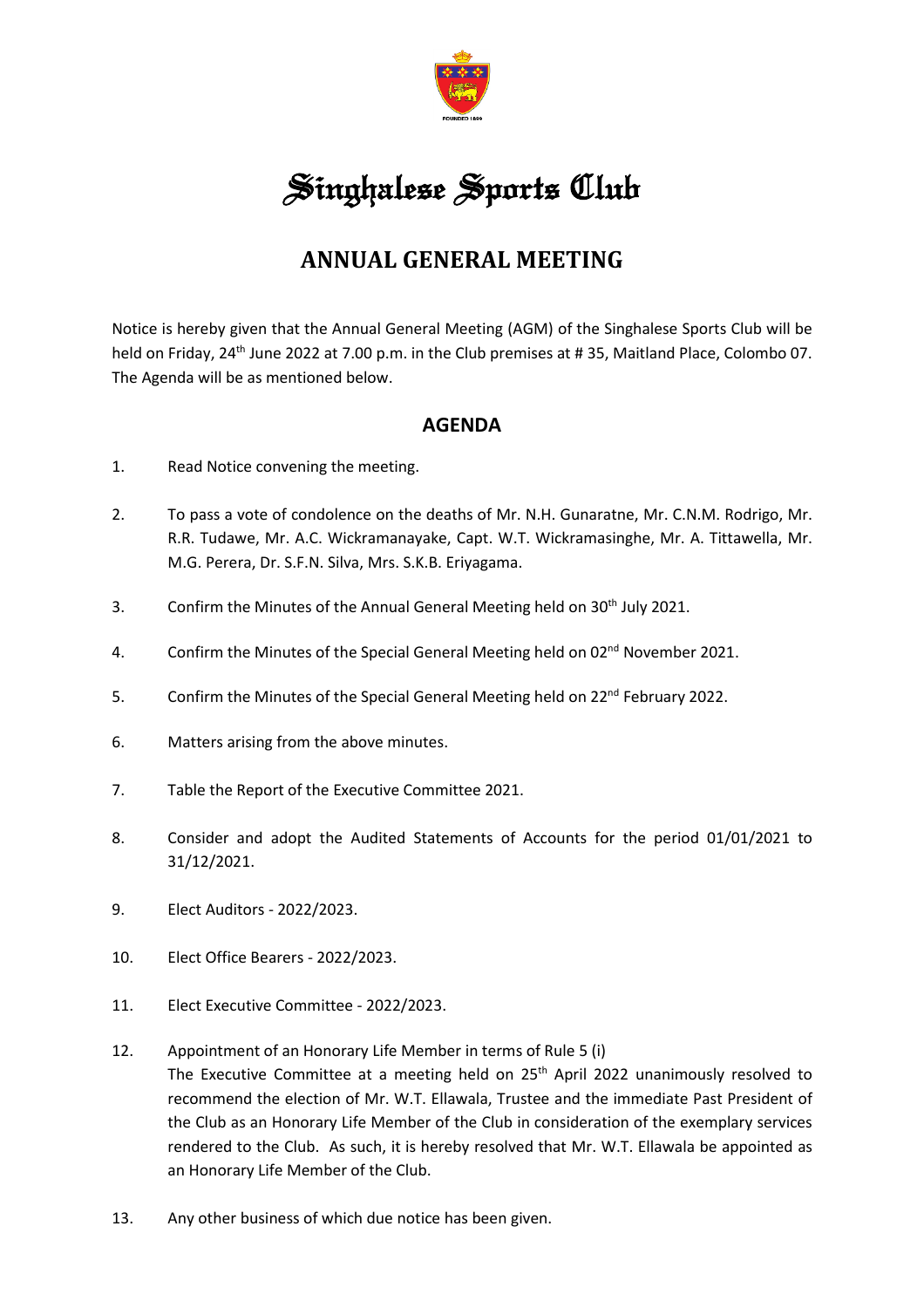# Singhalese Sports Club

## ANNUAL GENERAL MEETING

Notice is hereby given that the Annual General Meeting (AGM) of the Singhalese Sports Club will be held on Friday, 24th June 2022 at 7.00 p.m. in the Club premises at # 35, Maitland Place, Colombo 07. The Agenda will be as mentioned below.

## AGENDA

1. Read Notice convening the meeting.

2. To pass a vote of condolence on the deaths of Mr. N.H. Gunaratne, Mr. C.N.M. Rodrigo, Mr. R.R. Tudawe, Mr. A.C. Wickramanayake, Capt. W.T. Wickramasinghe, Mr. A. Tittawella, Mr. M.G. Perera, Dr. S.F.N. Silva, Mrs. S.K.B. Eriyagama.

3. Confirm the Minutes of the Annual General Meeting held on 30th July 2021.

4. Confirm the Minutes of the Special General Meeting held on 02nd November 2021.

5. Confirm the Minutes of the Special General Meeting held on 22nd February 2022.

6. Matters arising from the above minutes.

7. Table the Report of the Executive Committee 2021.

8. Consider and adopt the Audited Statements of Accounts for the period 01/01/2021 to 31/12/2021.

9. Elect Auditors - 2022/2023.

10. Elect Office Bearers - 2022/2023.

11. Elect Executive Committee - 2022/2023.

12. Appointment of an Honorary Life Member in terms of Rule 5 (i)
    The Executive Committee at a meeting held on 25th April 2022 unanimously resolved to recommend the election of Mr. W.T. Ellawala, Trustee and the immediate Past President of the Club as an Honorary Life Member of the Club in consideration of the exemplary services rendered to the Club. As such, it is hereby resolved that Mr. W.T. Ellawala be appointed as an Honorary Life Member of the Club.

13. Any other business of which due notice has been given.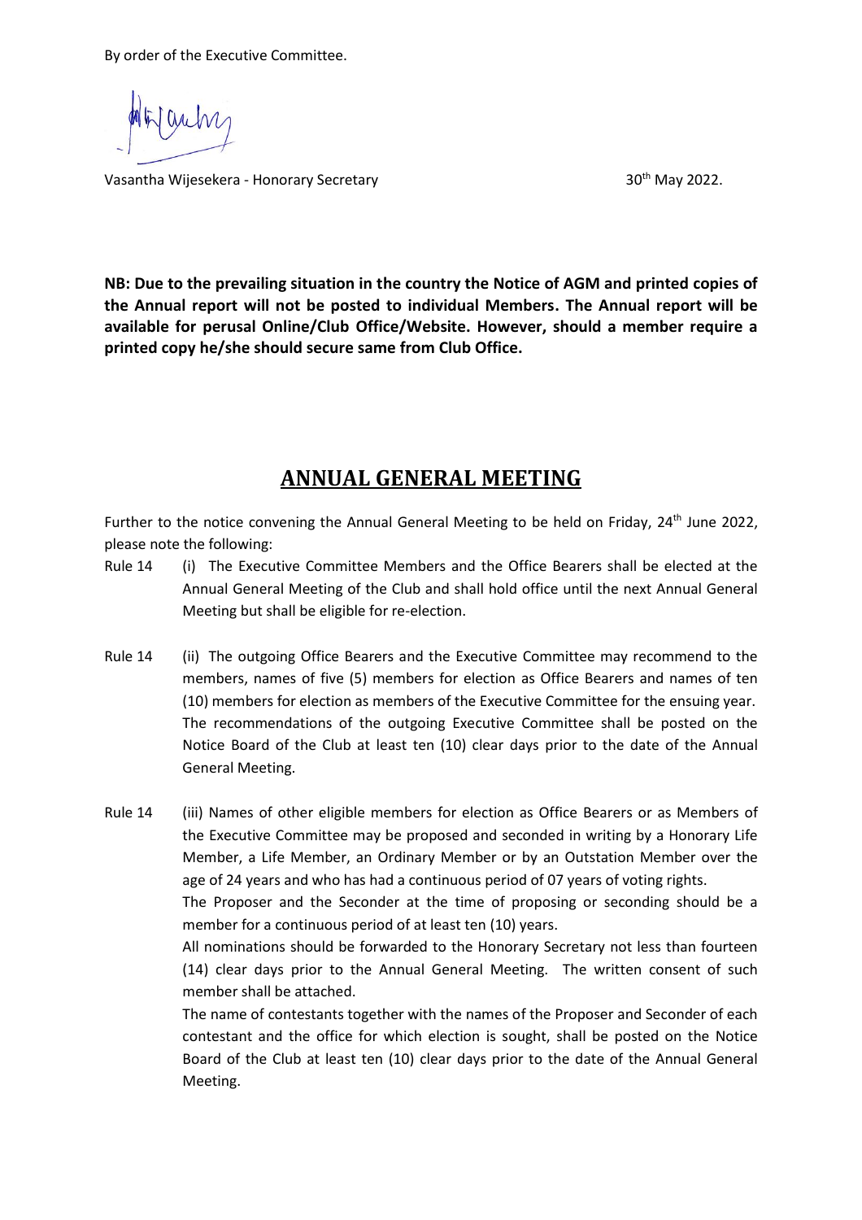By order of the Executive Committee.

Vasantha Wijesekera - Honorary Secretary

30th May 2022.

**NB: Due to the prevailing situation in the country the Notice of AGM and printed copies of the Annual report will not be posted to individual Members. The Annual report will be available for perusal Online/Club Office/Website. However, should a member require a printed copy he/she should secure same from Club Office.**

# ANNUAL GENERAL MEETING

Further to the notice convening the Annual General Meeting to be held on Friday, 24th June 2022, please note the following:

Rule 14 (i) The Executive Committee Members and the Office Bearers shall be elected at the Annual General Meeting of the Club and shall hold office until the next Annual General Meeting but shall be eligible for re-election.

Rule 14 (ii) The outgoing Office Bearers and the Executive Committee may recommend to the members, names of five (5) members for election as Office Bearers and names of ten (10) members for election as members of the Executive Committee for the ensuing year. The recommendations of the outgoing Executive Committee shall be posted on the Notice Board of the Club at least ten (10) clear days prior to the date of the Annual General Meeting.

Rule 14 (iii) Names of other eligible members for election as Office Bearers or as Members of the Executive Committee may be proposed and seconded in writing by a Honorary Life Member, a Life Member, an Ordinary Member or by an Outstation Member over the age of 24 years and who has had a continuous period of 07 years of voting rights.

The Proposer and the Seconder at the time of proposing or seconding should be a member for a continuous period of at least ten (10) years.

All nominations should be forwarded to the Honorary Secretary not less than fourteen (14) clear days prior to the Annual General Meeting. The written consent of such member shall be attached.

The name of contestants together with the names of the Proposer and Seconder of each contestant and the office for which election is sought, shall be posted on the Notice Board of the Club at least ten (10) clear days prior to the date of the Annual General Meeting.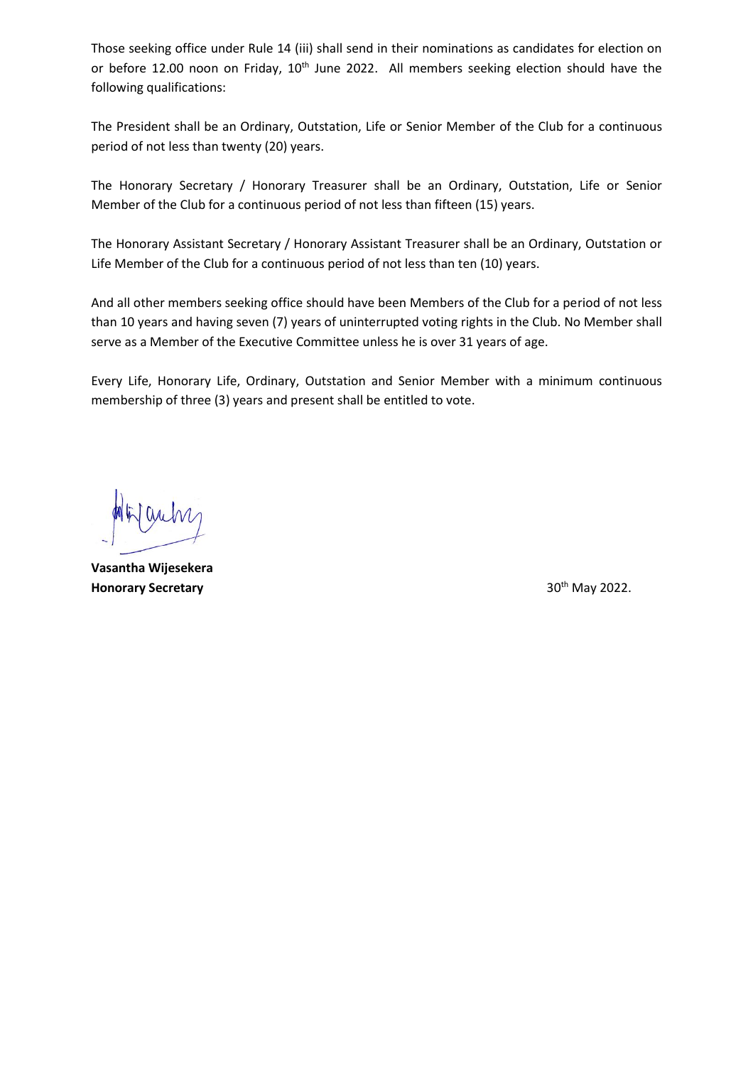Those seeking office under Rule 14 (iii) shall send in their nominations as candidates for election on or before 12.00 noon on Friday, 10th June 2022. All members seeking election should have the following qualifications:

The President shall be an Ordinary, Outstation, Life or Senior Member of the Club for a continuous period of not less than twenty (20) years.

The Honorary Secretary / Honorary Treasurer shall be an Ordinary, Outstation, Life or Senior Member of the Club for a continuous period of not less than fifteen (15) years.

The Honorary Assistant Secretary / Honorary Assistant Treasurer shall be an Ordinary, Outstation or Life Member of the Club for a continuous period of not less than ten (10) years.

And all other members seeking office should have been Members of the Club for a period of not less than 10 years and having seven (7) years of uninterrupted voting rights in the Club. No Member shall serve as a Member of the Executive Committee unless he is over 31 years of age.

Every Life, Honorary Life, Ordinary, Outstation and Senior Member with a minimum continuous membership of three (3) years and present shall be entitled to vote.

**Vasantha Wijesekera**
**Honorary Secretary**

30th May 2022.